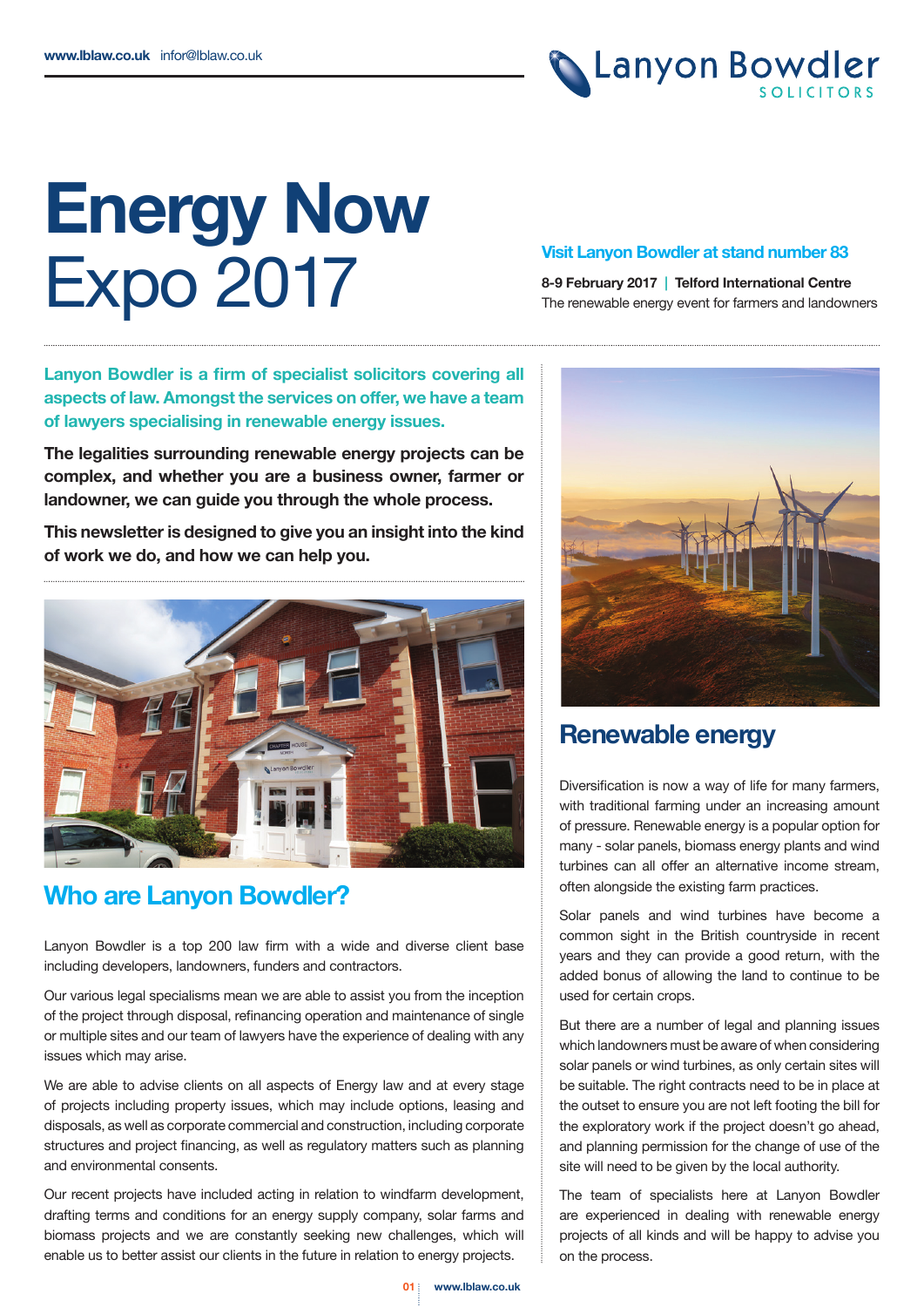www.lblaw.co.uk infor@lblaw.co.uk

Lanyon Bowdler SOLICITORS

# Energy Now Expo 2017

**Visit Lanyon Bowdler at stand number 83**

**8-9 February 2017 | Telford International Centre**
The renewable energy event for farmers and landowners

**Lanyon Bowdler is a firm of specialist solicitors covering all aspects of law. Amongst the services on offer, we have a team of lawyers specialising in renewable energy issues.**

**The legalities surrounding renewable energy projects can be complex, and whether you are a business owner, farmer or landowner, we can guide you through the whole process.**

**This newsletter is designed to give you an insight into the kind of work we do, and how we can help you.**

## Who are Lanyon Bowdler?

Lanyon Bowdler is a top 200 law firm with a wide and diverse client base including developers, landowners, funders and contractors.

Our various legal specialisms mean we are able to assist you from the inception of the project through disposal, refinancing operation and maintenance of single or multiple sites and our team of lawyers have the experience of dealing with any issues which may arise.

We are able to advise clients on all aspects of Energy law and at every stage of projects including property issues, which may include options, leasing and disposals, as well as corporate commercial and construction, including corporate structures and project financing, as well as regulatory matters such as planning and environmental consents.

Our recent projects have included acting in relation to windfarm development, drafting terms and conditions for an energy supply company, solar farms and biomass projects and we are constantly seeking new challenges, which will enable us to better assist our clients in the future in relation to energy projects.

## Renewable energy

Diversification is now a way of life for many farmers, with traditional farming under an increasing amount of pressure. Renewable energy is a popular option for many - solar panels, biomass energy plants and wind turbines can all offer an alternative income stream, often alongside the existing farm practices.

Solar panels and wind turbines have become a common sight in the British countryside in recent years and they can provide a good return, with the added bonus of allowing the land to continue to be used for certain crops.

But there are a number of legal and planning issues which landowners must be aware of when considering solar panels or wind turbines, as only certain sites will be suitable. The right contracts need to be in place at the outset to ensure you are not left footing the bill for the exploratory work if the project doesn't go ahead, and planning permission for the change of use of the site will need to be given by the local authority.

The team of specialists here at Lanyon Bowdler are experienced in dealing with renewable energy projects of all kinds and will be happy to advise you on the process.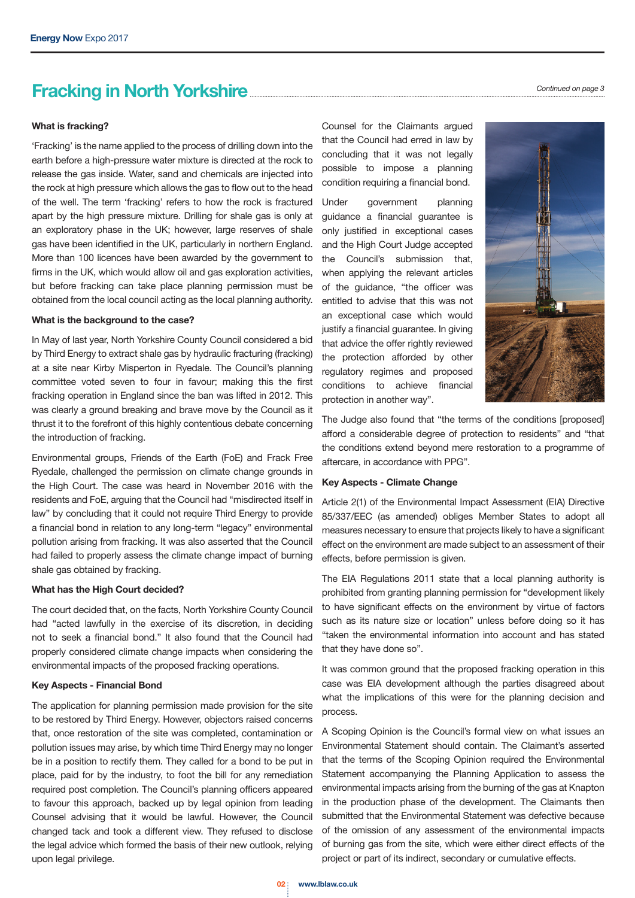# Fracking in North Yorkshire

*Continued on page 3*

**What is fracking?**

'Fracking' is the name applied to the process of drilling down into the earth before a high-pressure water mixture is directed at the rock to release the gas inside. Water, sand and chemicals are injected into the rock at high pressure which allows the gas to flow out to the head of the well. The term 'fracking' refers to how the rock is fractured apart by the high pressure mixture. Drilling for shale gas is only at an exploratory phase in the UK; however, large reserves of shale gas have been identified in the UK, particularly in northern England. More than 100 licences have been awarded by the government to firms in the UK, which would allow oil and gas exploration activities, but before fracking can take place planning permission must be obtained from the local council acting as the local planning authority.

**What is the background to the case?**

In May of last year, North Yorkshire County Council considered a bid by Third Energy to extract shale gas by hydraulic fracturing (fracking) at a site near Kirby Misperton in Ryedale. The Council's planning committee voted seven to four in favour; making this the first fracking operation in England since the ban was lifted in 2012. This was clearly a ground breaking and brave move by the Council as it thrust it to the forefront of this highly contentious debate concerning the introduction of fracking.

Environmental groups, Friends of the Earth (FoE) and Frack Free Ryedale, challenged the permission on climate change grounds in the High Court. The case was heard in November 2016 with the residents and FoE, arguing that the Council had "misdirected itself in law" by concluding that it could not require Third Energy to provide a financial bond in relation to any long-term "legacy" environmental pollution arising from fracking. It was also asserted that the Council had failed to properly assess the climate change impact of burning shale gas obtained by fracking.

**What has the High Court decided?**

The court decided that, on the facts, North Yorkshire County Council had "acted lawfully in the exercise of its discretion, in deciding not to seek a financial bond." It also found that the Council had properly considered climate change impacts when considering the environmental impacts of the proposed fracking operations.

**Key Aspects - Financial Bond**

The application for planning permission made provision for the site to be restored by Third Energy. However, objectors raised concerns that, once restoration of the site was completed, contamination or pollution issues may arise, by which time Third Energy may no longer be in a position to rectify them. They called for a bond to be put in place, paid for by the industry, to foot the bill for any remediation required post completion. The Council's planning officers appeared to favour this approach, backed up by legal opinion from leading Counsel advising that it would be lawful. However, the Council changed tack and took a different view. They refused to disclose the legal advice which formed the basis of their new outlook, relying upon legal privilege.

Counsel for the Claimants argued that the Council had erred in law by concluding that it was not legally possible to impose a planning condition requiring a financial bond.

Under government planning guidance a financial guarantee is only justified in exceptional cases and the High Court Judge accepted the Council's submission that, when applying the relevant articles of the guidance, "the officer was entitled to advise that this was not an exceptional case which would justify a financial guarantee. In giving that advice the offer rightly reviewed the protection afforded by other regulatory regimes and proposed conditions to achieve financial protection in another way".

The Judge also found that "the terms of the conditions [proposed] afford a considerable degree of protection to residents" and "that the conditions extend beyond mere restoration to a programme of aftercare, in accordance with PPG".

**Key Aspects - Climate Change**

Article 2(1) of the Environmental Impact Assessment (EIA) Directive 85/337/EEC (as amended) obliges Member States to adopt all measures necessary to ensure that projects likely to have a significant effect on the environment are made subject to an assessment of their effects, before permission is given.

The EIA Regulations 2011 state that a local planning authority is prohibited from granting planning permission for "development likely to have significant effects on the environment by virtue of factors such as its nature size or location" unless before doing so it has "taken the environmental information into account and has stated that they have done so".

It was common ground that the proposed fracking operation in this case was EIA development although the parties disagreed about what the implications of this were for the planning decision and process.

A Scoping Opinion is the Council's formal view on what issues an Environmental Statement should contain. The Claimant's asserted that the terms of the Scoping Opinion required the Environmental Statement accompanying the Planning Application to assess the environmental impacts arising from the burning of the gas at Knapton in the production phase of the development. The Claimants then submitted that the Environmental Statement was defective because of the omission of any assessment of the environmental impacts of burning gas from the site, which were either direct effects of the project or part of its indirect, secondary or cumulative effects.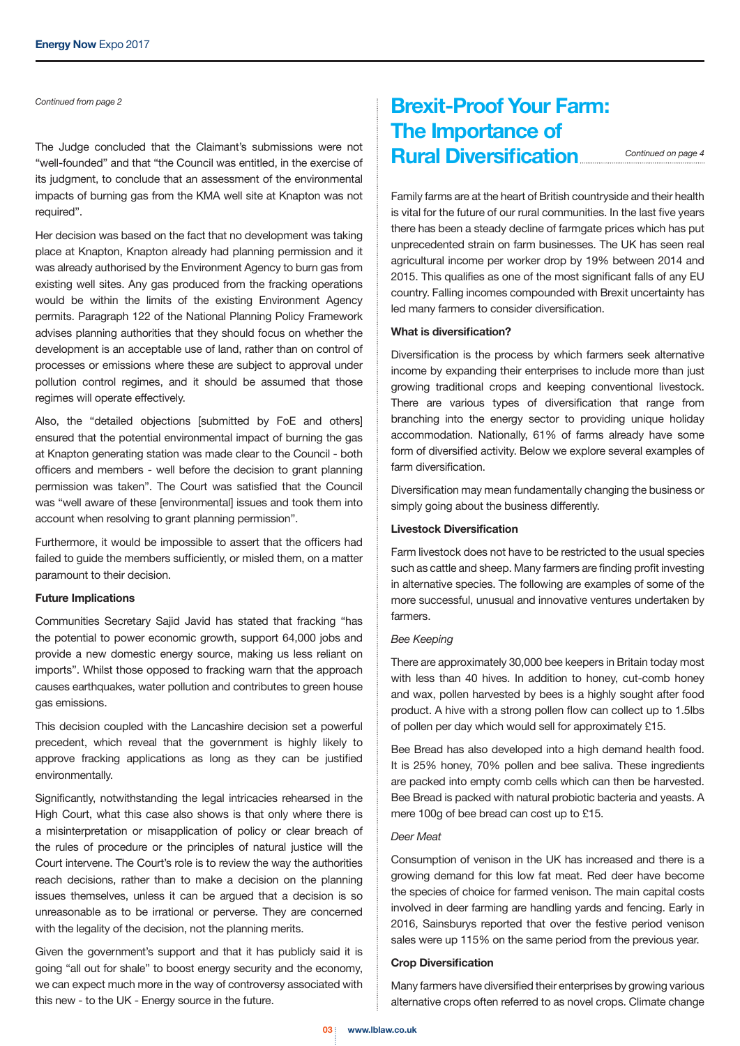*Continued from page 2*

The Judge concluded that the Claimant's submissions were not "well-founded" and that "the Council was entitled, in the exercise of its judgment, to conclude that an assessment of the environmental impacts of burning gas from the KMA well site at Knapton was not required".

Her decision was based on the fact that no development was taking place at Knapton, Knapton already had planning permission and it was already authorised by the Environment Agency to burn gas from existing well sites. Any gas produced from the fracking operations would be within the limits of the existing Environment Agency permits. Paragraph 122 of the National Planning Policy Framework advises planning authorities that they should focus on whether the development is an acceptable use of land, rather than on control of processes or emissions where these are subject to approval under pollution control regimes, and it should be assumed that those regimes will operate effectively.

Also, the "detailed objections [submitted by FoE and others] ensured that the potential environmental impact of burning the gas at Knapton generating station was made clear to the Council - both officers and members - well before the decision to grant planning permission was taken". The Court was satisfied that the Council was "well aware of these [environmental] issues and took them into account when resolving to grant planning permission".

Furthermore, it would be impossible to assert that the officers had failed to guide the members sufficiently, or misled them, on a matter paramount to their decision.

**Future Implications**

Communities Secretary Sajid Javid has stated that fracking "has the potential to power economic growth, support 64,000 jobs and provide a new domestic energy source, making us less reliant on imports". Whilst those opposed to fracking warn that the approach causes earthquakes, water pollution and contributes to green house gas emissions.

This decision coupled with the Lancashire decision set a powerful precedent, which reveal that the government is highly likely to approve fracking applications as long as they can be justified environmentally.

Significantly, notwithstanding the legal intricacies rehearsed in the High Court, what this case also shows is that only where there is a misinterpretation or misapplication of policy or clear breach of the rules of procedure or the principles of natural justice will the Court intervene. The Court's role is to review the way the authorities reach decisions, rather than to make a decision on the planning issues themselves, unless it can be argued that a decision is so unreasonable as to be irrational or perverse. They are concerned with the legality of the decision, not the planning merits.

Given the government's support and that it has publicly said it is going "all out for shale" to boost energy security and the economy, we can expect much more in the way of controversy associated with this new - to the UK - Energy source in the future.

# Brexit-Proof Your Farm: The Importance of Rural Diversification

*Continued on page 4*

Family farms are at the heart of British countryside and their health is vital for the future of our rural communities. In the last five years there has been a steady decline of farmgate prices which has put unprecedented strain on farm businesses. The UK has seen real agricultural income per worker drop by 19% between 2014 and 2015. This qualifies as one of the most significant falls of any EU country. Falling incomes compounded with Brexit uncertainty has led many farmers to consider diversification.

**What is diversification?**

Diversification is the process by which farmers seek alternative income by expanding their enterprises to include more than just growing traditional crops and keeping conventional livestock. There are various types of diversification that range from branching into the energy sector to providing unique holiday accommodation. Nationally, 61% of farms already have some form of diversified activity. Below we explore several examples of farm diversification.

Diversification may mean fundamentally changing the business or simply going about the business differently.

**Livestock Diversification**

Farm livestock does not have to be restricted to the usual species such as cattle and sheep. Many farmers are finding profit investing in alternative species. The following are examples of some of the more successful, unusual and innovative ventures undertaken by farmers.

*Bee Keeping*

There are approximately 30,000 bee keepers in Britain today most with less than 40 hives. In addition to honey, cut-comb honey and wax, pollen harvested by bees is a highly sought after food product. A hive with a strong pollen flow can collect up to 1.5lbs of pollen per day which would sell for approximately £15.

Bee Bread has also developed into a high demand health food. It is 25% honey, 70% pollen and bee saliva. These ingredients are packed into empty comb cells which can then be harvested. Bee Bread is packed with natural probiotic bacteria and yeasts. A mere 100g of bee bread can cost up to £15.

*Deer Meat*

Consumption of venison in the UK has increased and there is a growing demand for this low fat meat. Red deer have become the species of choice for farmed venison. The main capital costs involved in deer farming are handling yards and fencing. Early in 2016, Sainsburys reported that over the festive period venison sales were up 115% on the same period from the previous year.

**Crop Diversification**

Many farmers have diversified their enterprises by growing various alternative crops often referred to as novel crops. Climate change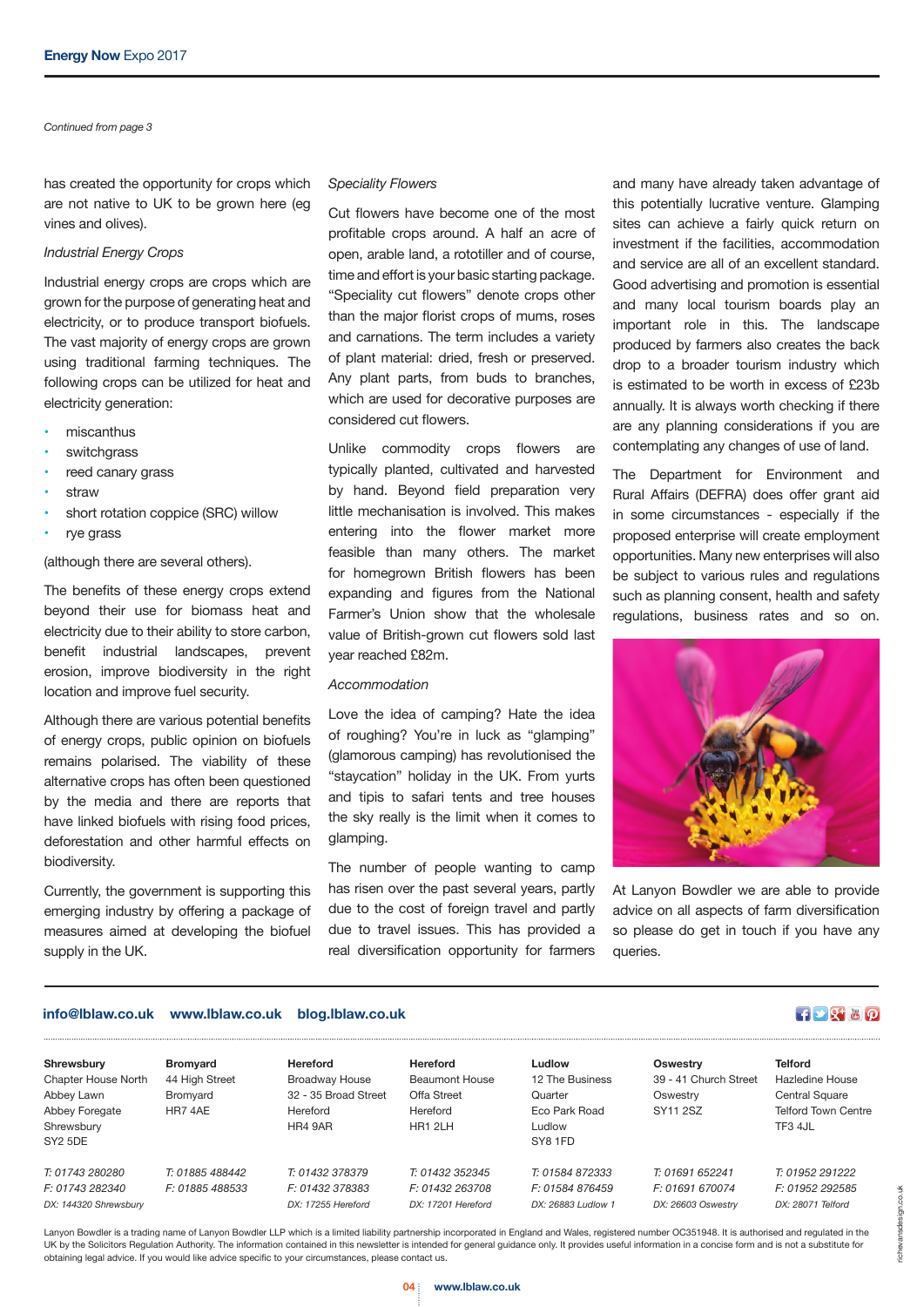*Continued from page 3*

has created the opportunity for crops which are not native to UK to be grown here (eg vines and olives).

*Industrial Energy Crops*

Industrial energy crops are crops which are grown for the purpose of generating heat and electricity, or to produce transport biofuels. The vast majority of energy crops are grown using traditional farming techniques. The following crops can be utilized for heat and electricity generation:

- miscanthus
- switchgrass
- reed canary grass
- straw
- short rotation coppice (SRC) willow
- rye grass

(although there are several others).

The benefits of these energy crops extend beyond their use for biomass heat and electricity due to their ability to store carbon, benefit industrial landscapes, prevent erosion, improve biodiversity in the right location and improve fuel security.

Although there are various potential benefits of energy crops, public opinion on biofuels remains polarised. The viability of these alternative crops has often been questioned by the media and there are reports that have linked biofuels with rising food prices, deforestation and other harmful effects on biodiversity.

Currently, the government is supporting this emerging industry by offering a package of measures aimed at developing the biofuel supply in the UK.

*Speciality Flowers*

Cut flowers have become one of the most profitable crops around. A half an acre of open, arable land, a rototiller and of course, time and effort is your basic starting package. "Speciality cut flowers" denote crops other than the major florist crops of mums, roses and carnations. The term includes a variety of plant material: dried, fresh or preserved. Any plant parts, from buds to branches, which are used for decorative purposes are considered cut flowers.

Unlike commodity crops flowers are typically planted, cultivated and harvested by hand. Beyond field preparation very little mechanisation is involved. This makes entering into the flower market more feasible than many others. The market for homegrown British flowers has been expanding and figures from the National Farmer's Union show that the wholesale value of British-grown cut flowers sold last year reached £82m.

*Accommodation*

Love the idea of camping? Hate the idea of roughing? You're in luck as "glamping" (glamorous camping) has revolutionised the "staycation" holiday in the UK. From yurts and tipis to safari tents and tree houses the sky really is the limit when it comes to glamping.

The number of people wanting to camp has risen over the past several years, partly due to the cost of foreign travel and partly due to travel issues. This has provided a real diversification opportunity for farmers and many have already taken advantage of this potentially lucrative venture. Glamping sites can achieve a fairly quick return on investment if the facilities, accommodation and service are all of an excellent standard. Good advertising and promotion is essential and many local tourism boards play an important role in this. The landscape produced by farmers also creates the back drop to a broader tourism industry which is estimated to be worth in excess of £23b annually. It is always worth checking if there are any planning considerations if you are contemplating any changes of use of land.

The Department for Environment and Rural Affairs (DEFRA) does offer grant aid in some circumstances - especially if the proposed enterprise will create employment opportunities. Many new enterprises will also be subject to various rules and regulations such as planning consent, health and safety regulations, business rates and so on.

At Lanyon Bowdler we are able to provide advice on all aspects of farm diversification so please do get in touch if you have any queries.

**info@lblaw.co.uk** **www.lblaw.co.uk** **blog.lblaw.co.uk**

| **Shrewsbury** | **Bromyard** | **Hereford** | **Hereford** | **Ludlow** | **Oswestry** | **Telford** |
|---|---|---|---|---|---|---|
| Chapter House North, Abbey Lawn, Abbey Foregate, Shrewsbury, SY2 5DE | 44 High Street, Bromyard, HR7 4AE | Broadway House, 32 - 35 Broad Street, Hereford, HR4 9AR | Beaumont House, Offa Street, Hereford, HR1 2LH | 12 The Business Quarter, Eco Park Road, Ludlow, SY8 1FD | 39 - 41 Church Street, Oswestry, SY11 2SZ | Hazledine House, Central Square, Telford Town Centre, TF3 4JL |
| *T: 01743 280280* | *T: 01885 488442* | *T: 01432 378379* | *T: 01432 352345* | *T: 01584 872333* | *T: 01691 652241* | *T: 01952 291222* |
| *F: 01743 282340* | *F: 01885 488533* | *F: 01432 378383* | *F: 01432 263708* | *F: 01584 876459* | *F: 01691 670074* | *F: 01952 292585* |
| *DX: 144320 Shrewsbury* | | *DX: 17255 Hereford* | *DX: 17201 Hereford* | *DX: 26883 Ludlow 1* | *DX: 26603 Oswestry* | *DX: 28071 Telford* |

Lanyon Bowdler is a trading name of Lanyon Bowdler LLP which is a limited liability partnership incorporated in England and Wales, registered number OC351948. It is authorised and regulated in the UK by the Solicitors Regulation Authority. The information contained in this newsletter is intended for general guidance only. It provides useful information in a concise form and is not a substitute for obtaining legal advice. If you would like advice specific to your circumstances, please contact us.